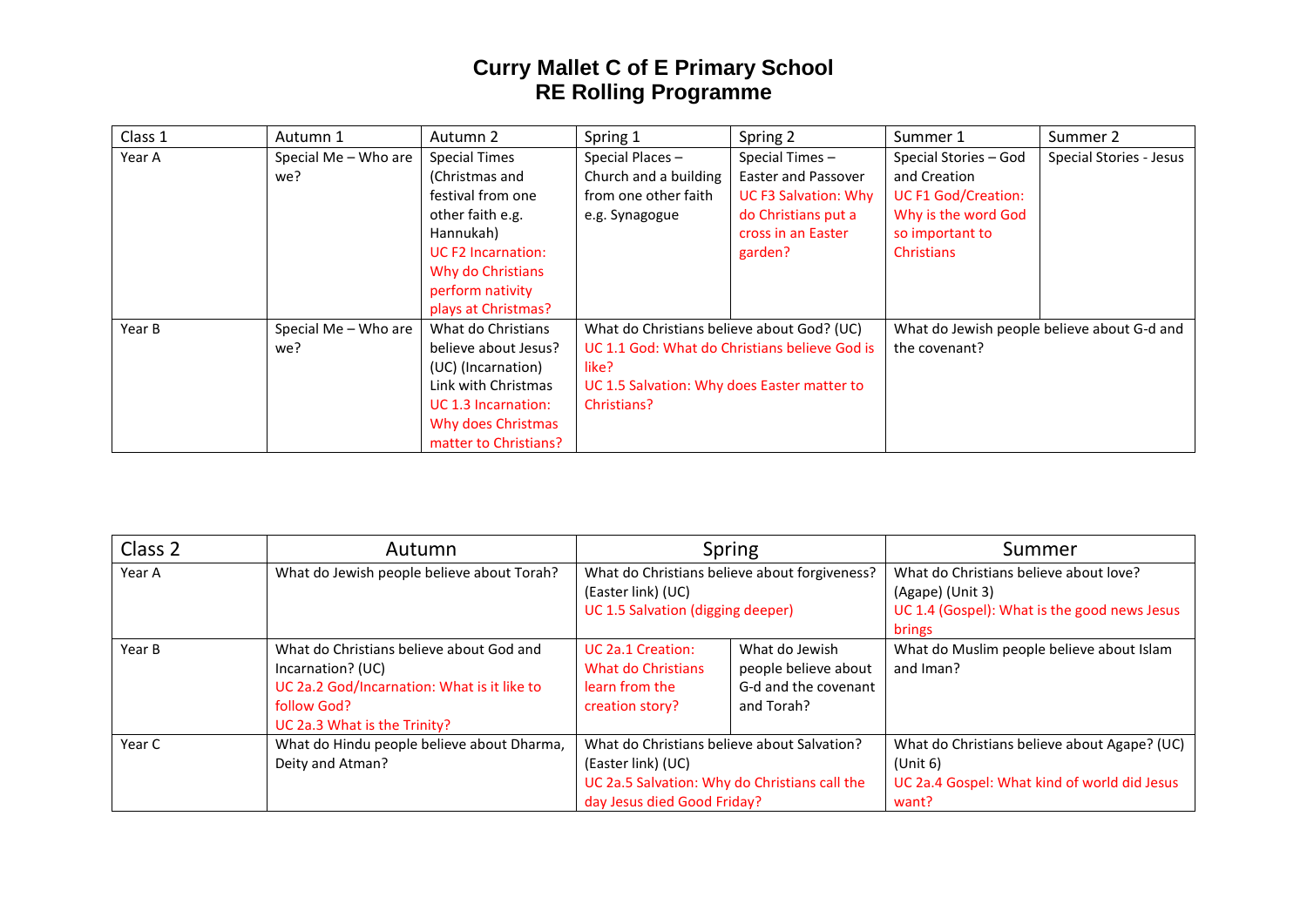# Curry Mallet C of E Primary School
# RE Rolling Programme

| Class 1 | Autumn 1 | Autumn 2 | Spring 1 | Spring 2 | Summer 1 | Summer 2 |
|---|---|---|---|---|---|---|
| Year A | Special Me – Who are we? | Special Times (Christmas and festival from one other faith e.g. Hannukah) UC F2 Incarnation: Why do Christians perform nativity plays at Christmas? | Special Places – Church and a building from one other faith e.g. Synagogue | Special Times – Easter and Passover UC F3 Salvation: Why do Christians put a cross in an Easter garden? | Special Stories – God and Creation UC F1 God/Creation: Why is the word God so important to Christians | Special Stories - Jesus |
| Year B | Special Me – Who are we? | What do Christians believe about Jesus? (UC) (Incarnation) Link with Christmas UC 1.3 Incarnation: Why does Christmas matter to Christians? | What do Christians believe about God? (UC) UC 1.1 God: What do Christians believe God is like? UC 1.5 Salvation: Why does Easter matter to Christians? | | What do Jewish people believe about G-d and the covenant? | |

| Class 2 | Autumn | Spring | | Summer |
|---|---|---|---|---|
| Year A | What do Jewish people believe about Torah? | What do Christians believe about forgiveness? (Easter link) (UC) UC 1.5 Salvation (digging deeper) | | What do Christians believe about love? (Agape) (Unit 3) UC 1.4 (Gospel): What is the good news Jesus brings |
| Year B | What do Christians believe about God and Incarnation? (UC) UC 2a.2 God/Incarnation: What is it like to follow God? UC 2a.3 What is the Trinity? | UC 2a.1 Creation: What do Christians learn from the creation story? | What do Jewish people believe about G-d and the covenant and Torah? | What do Muslim people believe about Islam and Iman? |
| Year C | What do Hindu people believe about Dharma, Deity and Atman? | What do Christians believe about Salvation? (Easter link) (UC) UC 2a.5 Salvation: Why do Christians call the day Jesus died Good Friday? | | What do Christians believe about Agape? (UC) (Unit 6) UC 2a.4 Gospel: What kind of world did Jesus want? |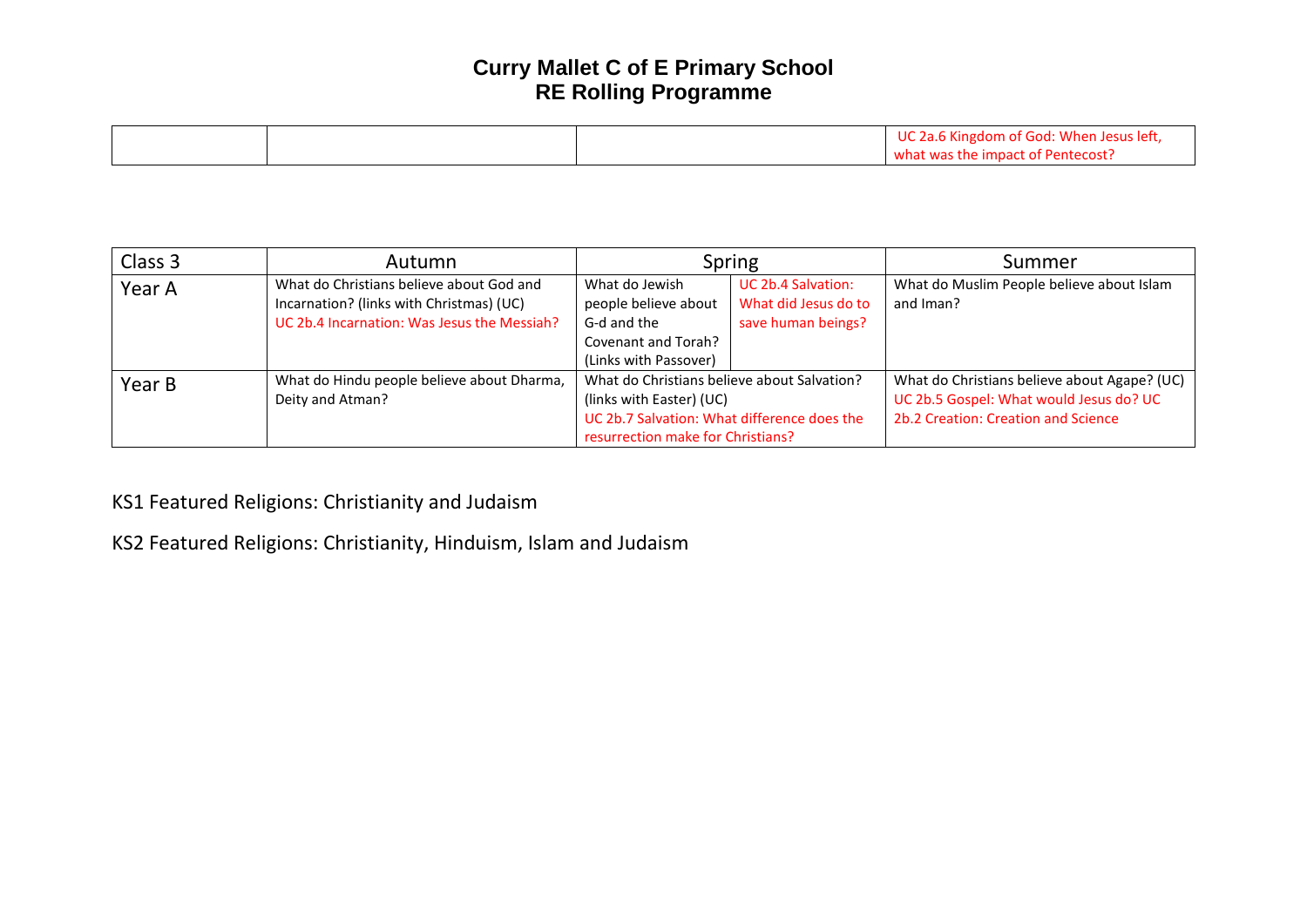# Curry Mallet C of E Primary School
## RE Rolling Programme

| | | | |
|---|---|---|---|
| | | | UC 2a.6 Kingdom of God: When Jesus left, what was the impact of Pentecost? |

| Class 3 | Autumn | Spring | | Summer |
|---|---|---|---|---|
| Year A | What do Christians believe about God and Incarnation? (links with Christmas) (UC) UC 2b.4 Incarnation: Was Jesus the Messiah? | What do Jewish people believe about G-d and the Covenant and Torah? (Links with Passover) | UC 2b.4 Salvation: What did Jesus do to save human beings? | What do Muslim People believe about Islam and Iman? |
| Year B | What do Hindu people believe about Dharma, Deity and Atman? | What do Christians believe about Salvation? (links with Easter) (UC) UC 2b.7 Salvation: What difference does the resurrection make for Christians? | | What do Christians believe about Agape? (UC) UC 2b.5 Gospel: What would Jesus do? UC 2b.2 Creation: Creation and Science |

KS1 Featured Religions: Christianity and Judaism

KS2 Featured Religions: Christianity, Hinduism, Islam and Judaism